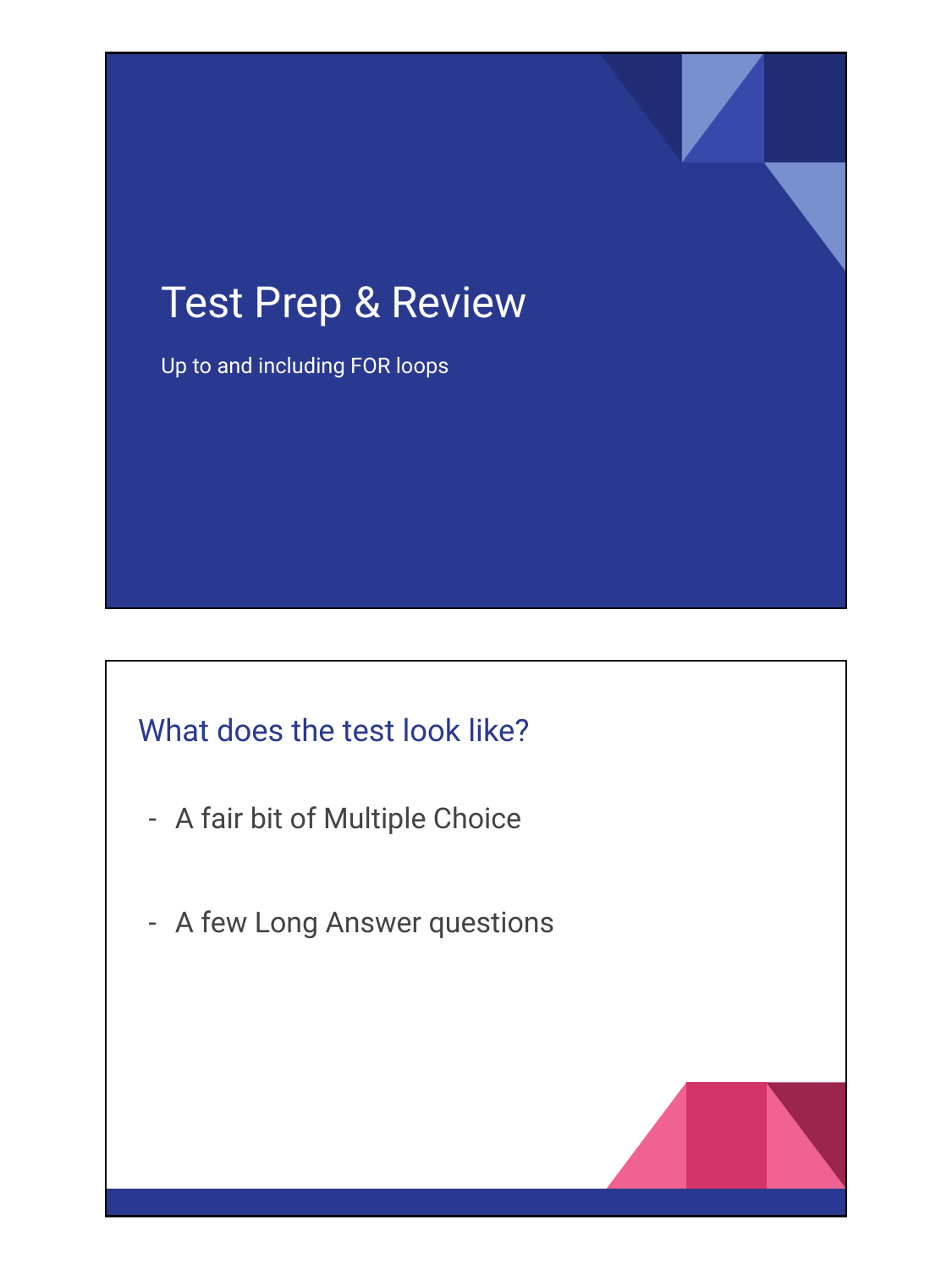# Test Prep & Review

Up to and including FOR loops

## What does the test look like?

- A fair bit of Multiple Choice

- A few Long Answer questions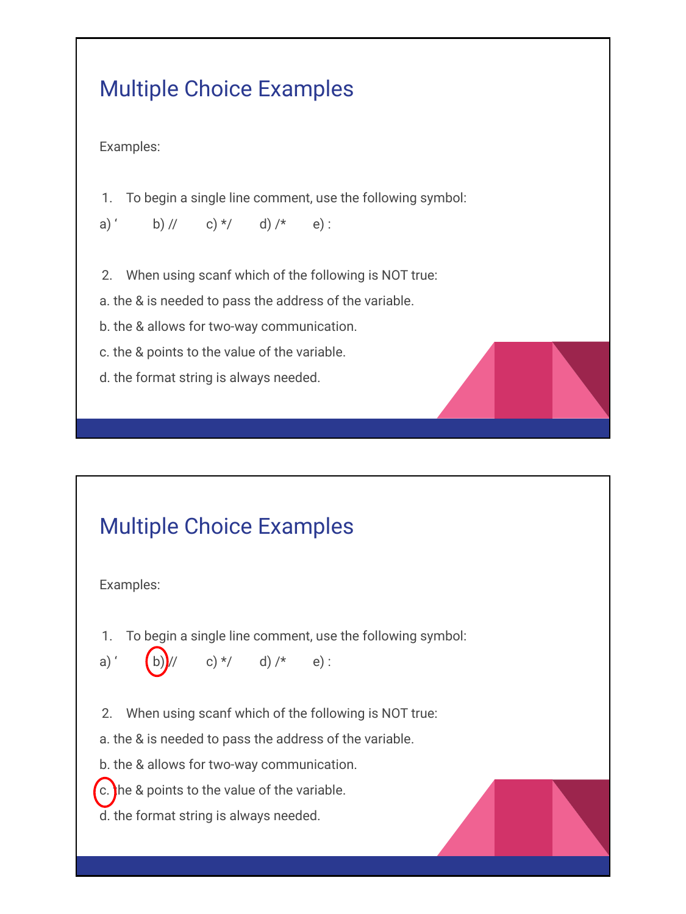## Multiple Choice Examples

Examples:

1. To begin a single line comment, use the following symbol:

a) ‘ b) // c) */ d) /* e) :

2. When using scanf which of the following is NOT true:

a. the & is needed to pass the address of the variable.

b. the & allows for two-way communication.

c. the & points to the value of the variable.

d. the format string is always needed.

## Multiple Choice Examples

Examples:

1. To begin a single line comment, use the following symbol:

a) ‘ **b) //** (circled) c) */ d) /* e) :

2. When using scanf which of the following is NOT true:

a. the & is needed to pass the address of the variable.

b. the & allows for two-way communication.

**c. the & points to the value of the variable.** (circled)

d. the format string is always needed.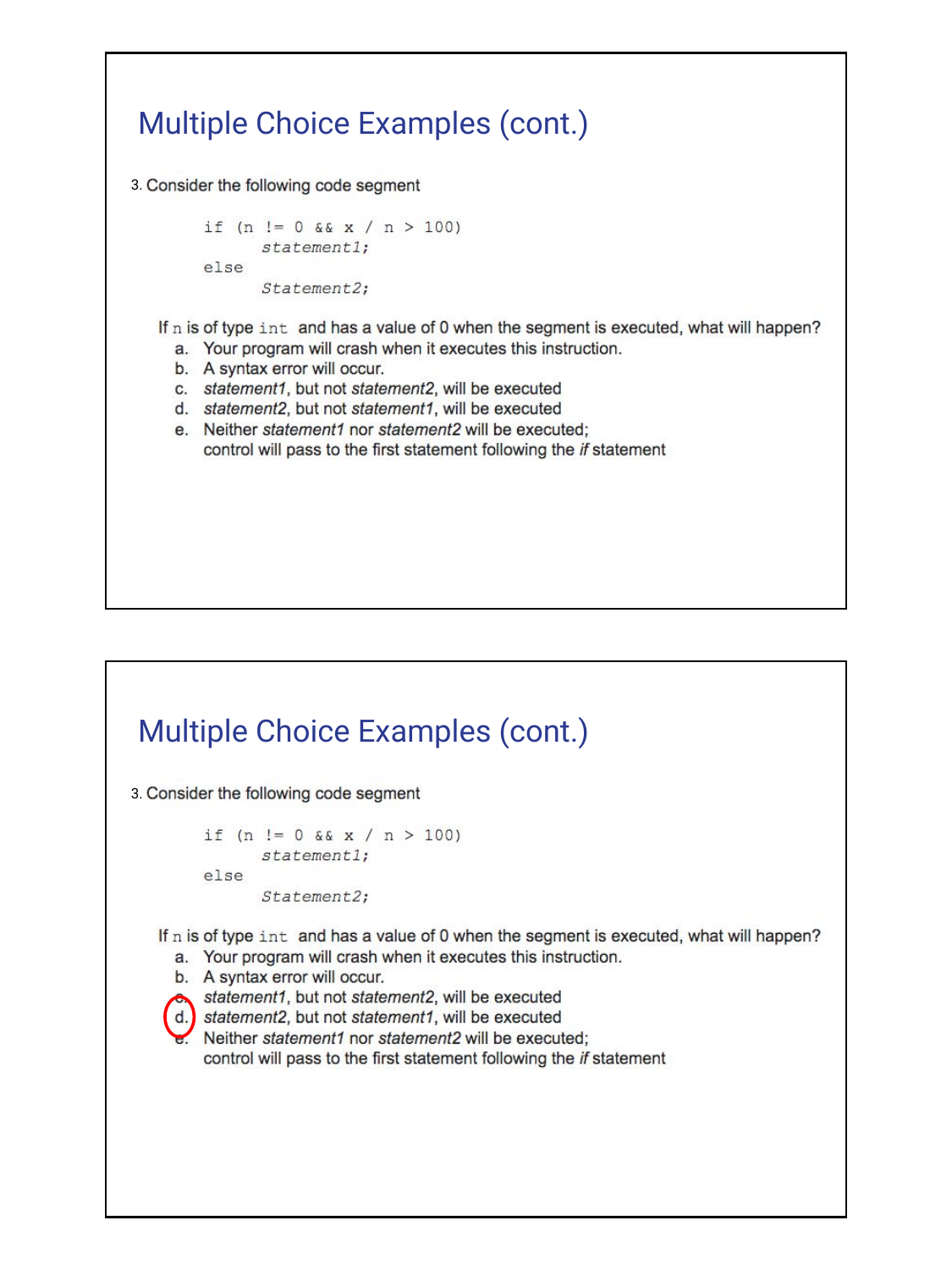## Multiple Choice Examples (cont.)

3. Consider the following code segment

```
if (n != 0 && x / n > 100)
      statement1;
else
      Statement2;
```

If `n` is of type `int` and has a value of 0 when the segment is executed, what will happen?

a. Your program will crash when it executes this instruction.
b. A syntax error will occur.
c. *statement1*, but not *statement2*, will be executed
d. *statement2*, but not *statement1*, will be executed
e. Neither *statement1* nor *statement2* will be executed; control will pass to the first statement following the *if* statement

## Multiple Choice Examples (cont.)

3. Consider the following code segment

```
if (n != 0 && x / n > 100)
      statement1;
else
      Statement2;
```

If `n` is of type `int` and has a value of 0 when the segment is executed, what will happen?

a. Your program will crash when it executes this instruction.
b. A syntax error will occur.
c. *statement1*, but not *statement2*, will be executed
d. *statement2*, but not *statement1*, will be executed (circled)
e. Neither *statement1* nor *statement2* will be executed; control will pass to the first statement following the *if* statement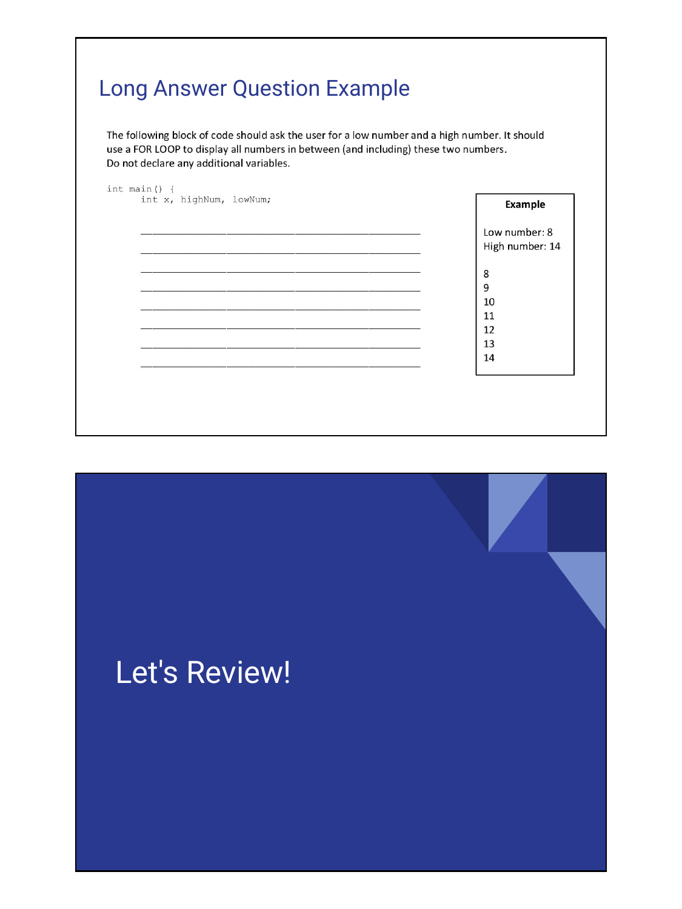# Long Answer Question Example

The following block of code should ask the user for a low number and a high number. It should use a FOR LOOP to display all numbers in between (and including) these two numbers.
Do not declare any additional variables.

```
int main() {
      int x, highNum, lowNum;

      ____________________________________________
      ____________________________________________
      ____________________________________________
      ____________________________________________
      ____________________________________________
      ____________________________________________
      ____________________________________________
      ____________________________________________
```

**Example**

Low number: 8
High number: 14

8
9
10
11
12
13
14

# Let's Review!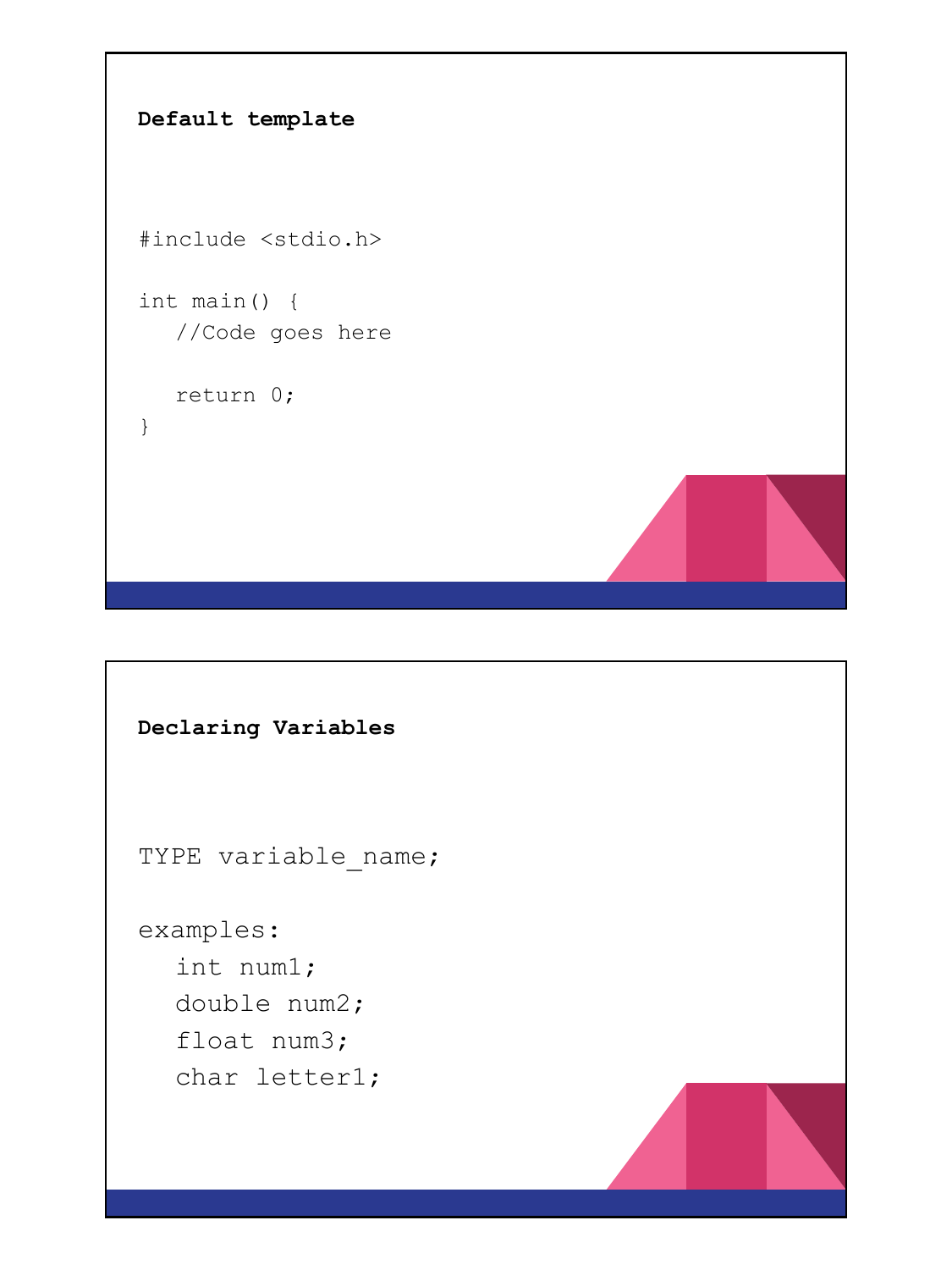**Default template**

```
#include <stdio.h>

int main() {
   //Code goes here

   return 0;
}
```

**Declaring Variables**

```
TYPE variable_name;

examples:
   int num1;
   double num2;
   float num3;
   char letter1;
```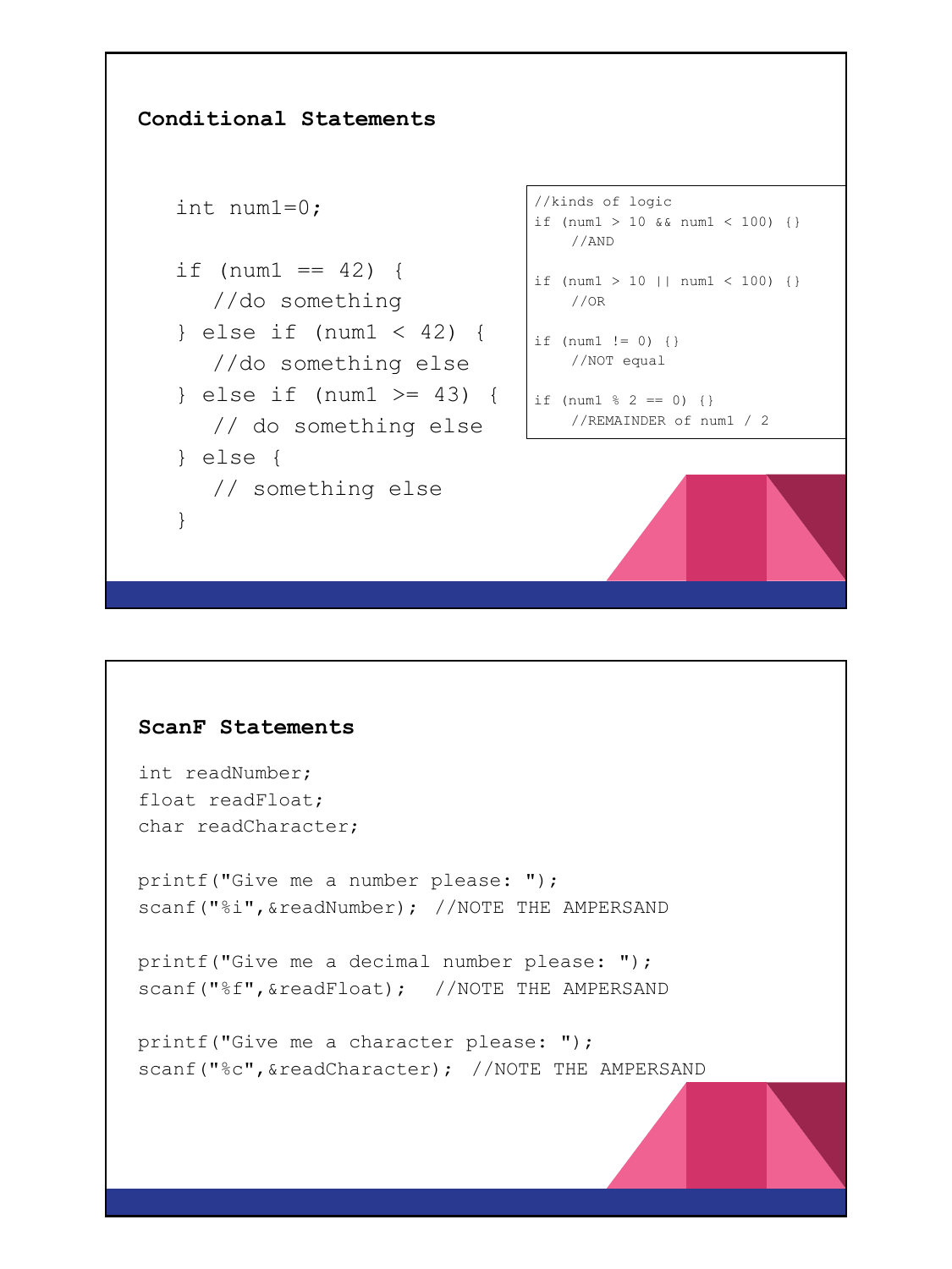## Conditional Statements

```
int num1=0;

if (num1 == 42) {
   //do something
} else if (num1 < 42) {
   //do something else
} else if (num1 >= 43) {
   // do something else
} else {
   // something else
}
```

```
//kinds of logic
if (num1 > 10 && num1 < 100) {}
    //AND

if (num1 > 10 || num1 < 100) {}
    //OR

if (num1 != 0) {}
    //NOT equal

if (num1 % 2 == 0) {}
    //REMAINDER of num1 / 2
```

## ScanF Statements

```
int readNumber;
float readFloat;
char readCharacter;

printf("Give me a number please: ");
scanf("%i",&readNumber);  //NOTE THE AMPERSAND

printf("Give me a decimal number please: ");
scanf("%f",&readFloat);   //NOTE THE AMPERSAND

printf("Give me a character please: ");
scanf("%c",&readCharacter);  //NOTE THE AMPERSAND
```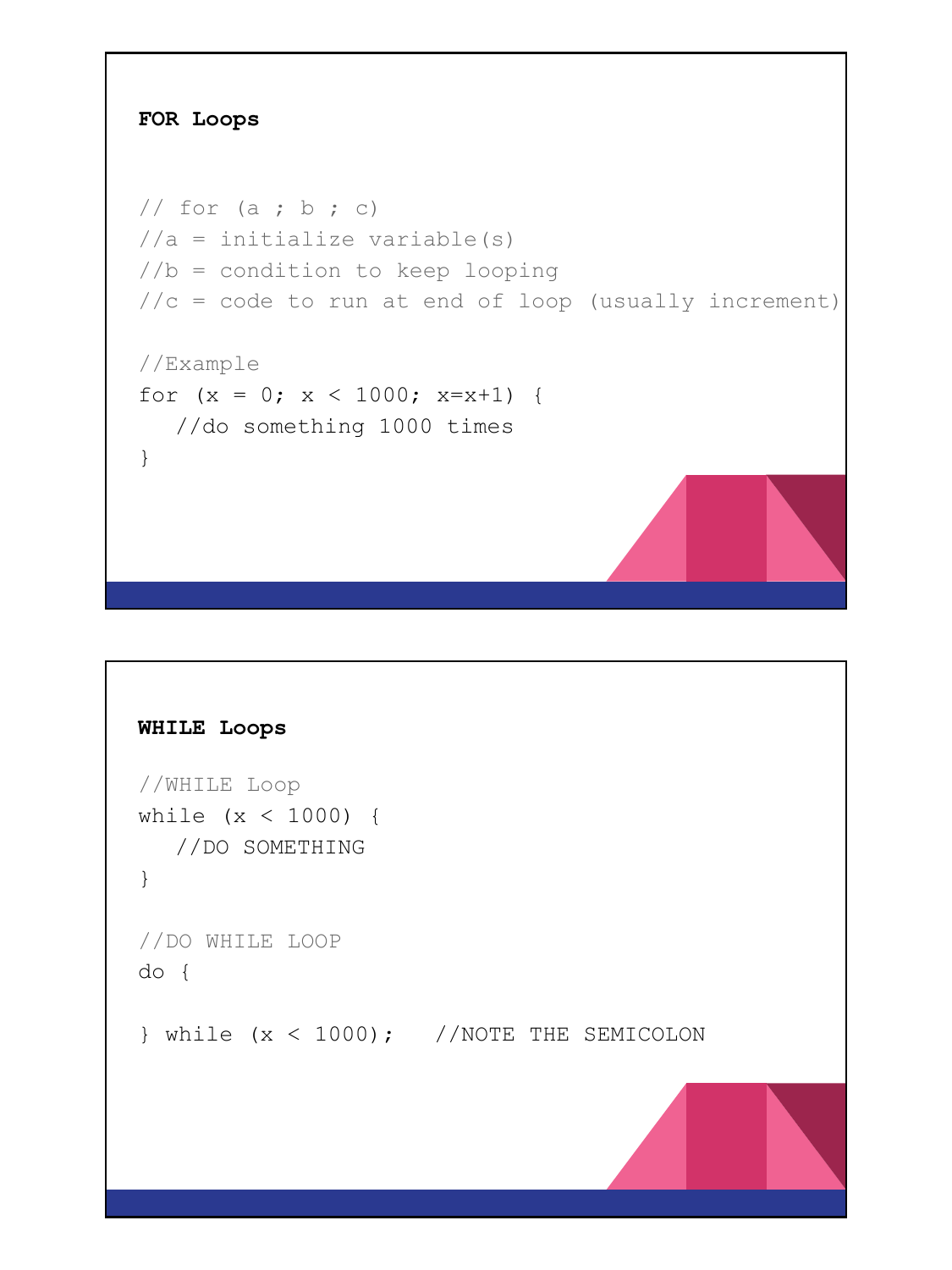## FOR Loops

```
// for (a ; b ; c)
//a = initialize variable(s)
//b = condition to keep looping
//c = code to run at end of loop (usually increment)

//Example
for (x = 0; x < 1000; x=x+1) {
   //do something 1000 times
}
```

## WHILE Loops

```
//WHILE Loop
while (x < 1000) {
   //DO SOMETHING
}

//DO WHILE LOOP
do {

} while (x < 1000);   //NOTE THE SEMICOLON
```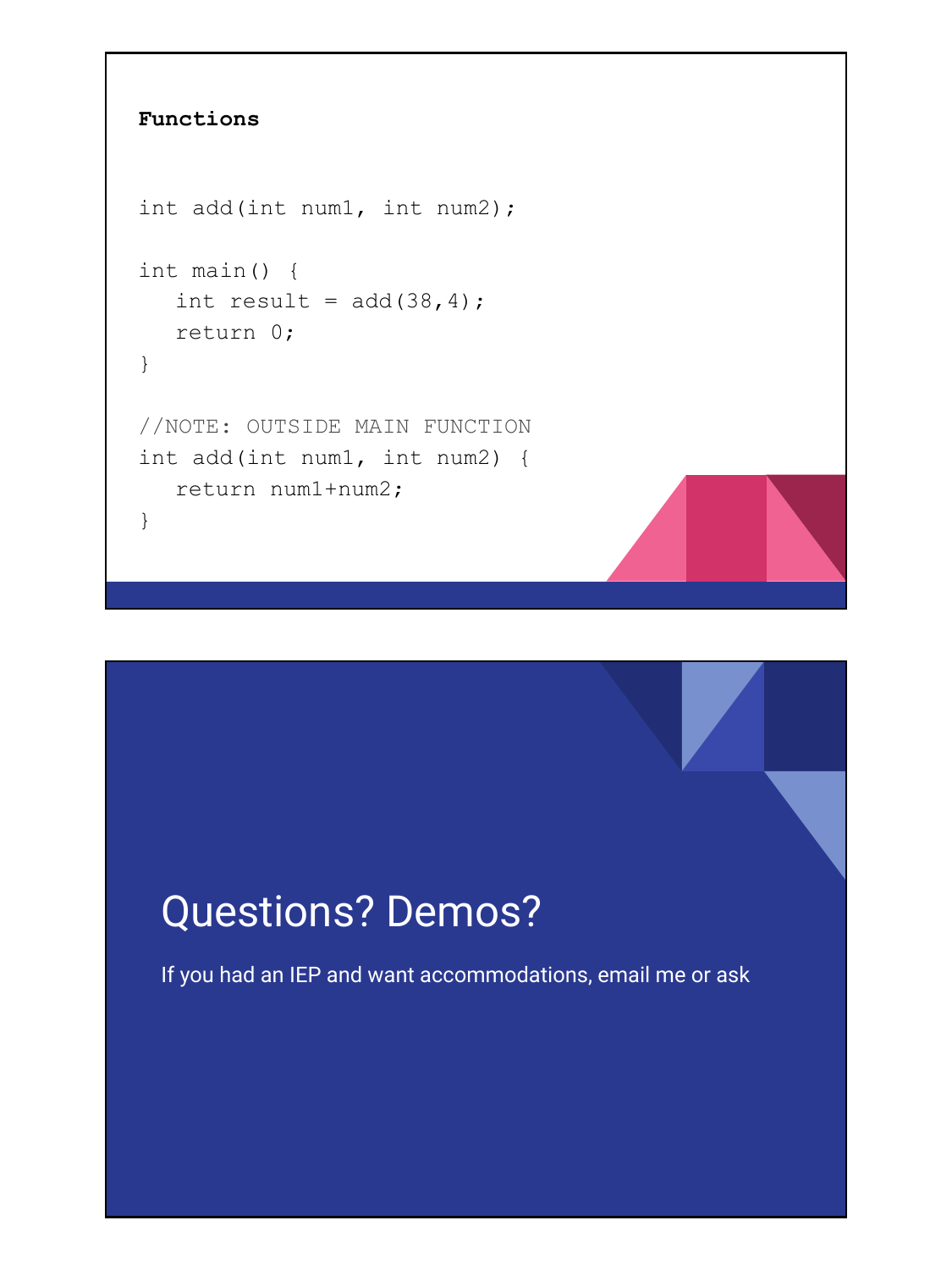**Functions**

```
int add(int num1, int num2);

int main() {
   int result = add(38,4);
   return 0;
}

//NOTE: OUTSIDE MAIN FUNCTION
int add(int num1, int num2) {
   return num1+num2;
}
```

# Questions? Demos?

If you had an IEP and want accommodations, email me or ask